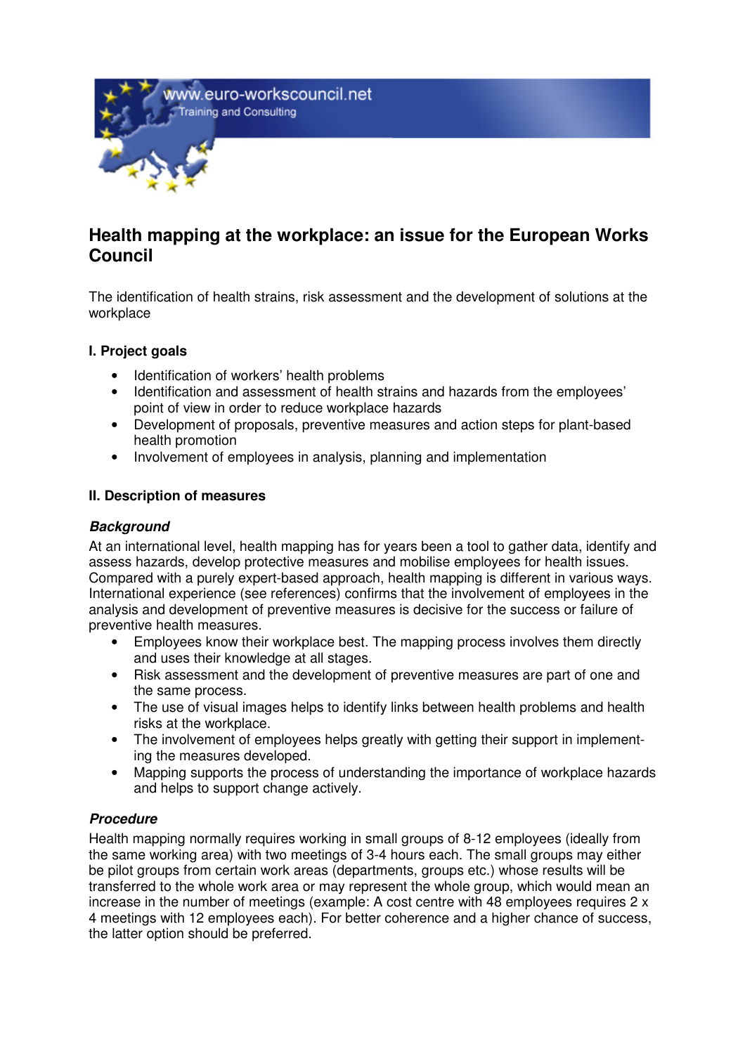www.euro-workscouncil.net
Training and Consulting

# Health mapping at the workplace: an issue for the European Works Council

The identification of health strains, risk assessment and the development of solutions at the workplace

## I. Project goals

- Identification of workers' health problems
- Identification and assessment of health strains and hazards from the employees' point of view in order to reduce workplace hazards
- Development of proposals, preventive measures and action steps for plant-based health promotion
- Involvement of employees in analysis, planning and implementation

## II. Description of measures

### *Background*

At an international level, health mapping has for years been a tool to gather data, identify and assess hazards, develop protective measures and mobilise employees for health issues. Compared with a purely expert-based approach, health mapping is different in various ways. International experience (see references) confirms that the involvement of employees in the analysis and development of preventive measures is decisive for the success or failure of preventive health measures.

- Employees know their workplace best. The mapping process involves them directly and uses their knowledge at all stages.
- Risk assessment and the development of preventive measures are part of one and the same process.
- The use of visual images helps to identify links between health problems and health risks at the workplace.
- The involvement of employees helps greatly with getting their support in implementing the measures developed.
- Mapping supports the process of understanding the importance of workplace hazards and helps to support change actively.

### *Procedure*

Health mapping normally requires working in small groups of 8-12 employees (ideally from the same working area) with two meetings of 3-4 hours each. The small groups may either be pilot groups from certain work areas (departments, groups etc.) whose results will be transferred to the whole work area or may represent the whole group, which would mean an increase in the number of meetings (example: A cost centre with 48 employees requires 2 x 4 meetings with 12 employees each). For better coherence and a higher chance of success, the latter option should be preferred.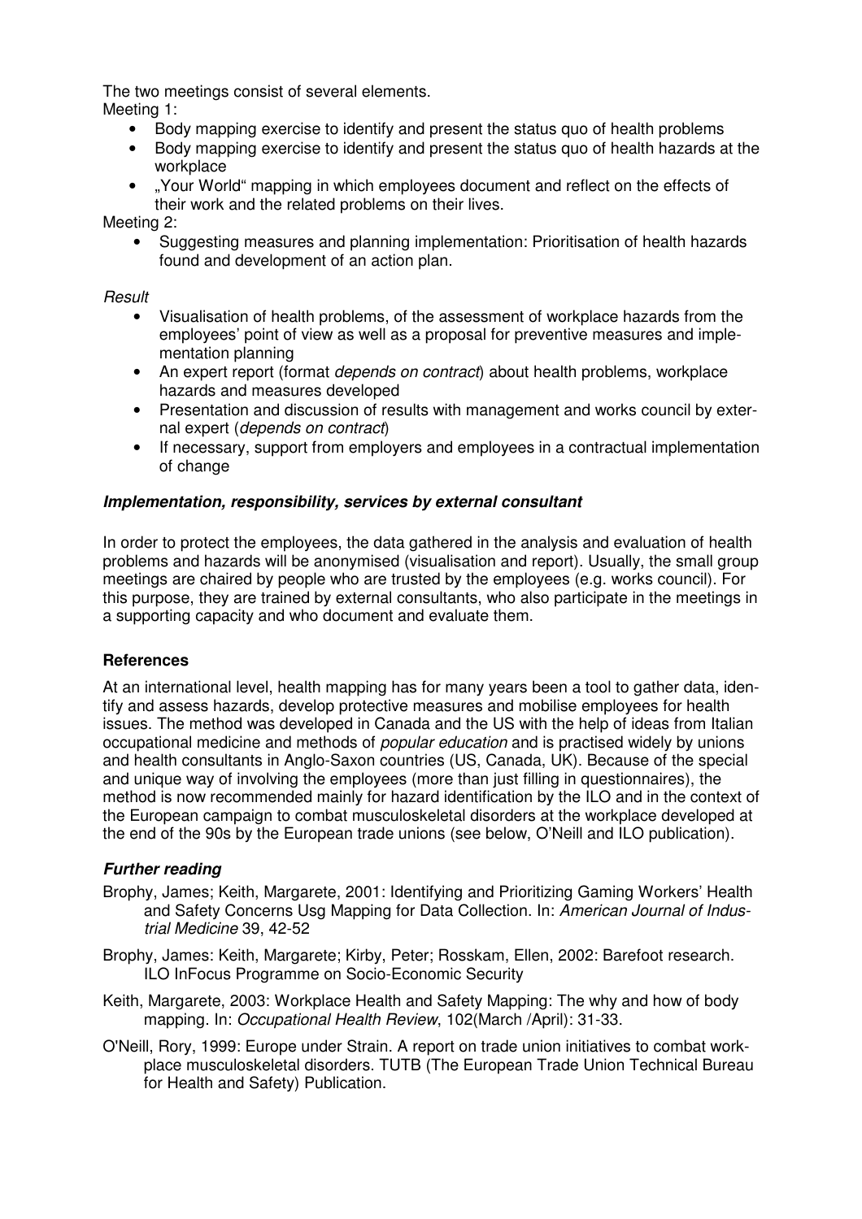The two meetings consist of several elements.
Meeting 1:

- Body mapping exercise to identify and present the status quo of health problems
- Body mapping exercise to identify and present the status quo of health hazards at the workplace
- „Your World" mapping in which employees document and reflect on the effects of their work and the related problems on their lives.

Meeting 2:

- Suggesting measures and planning implementation: Prioritisation of health hazards found and development of an action plan.

*Result*

- Visualisation of health problems, of the assessment of workplace hazards from the employees' point of view as well as a proposal for preventive measures and implementation planning
- An expert report (format *depends on contract*) about health problems, workplace hazards and measures developed
- Presentation and discussion of results with management and works council by external expert (*depends on contract*)
- If necessary, support from employers and employees in a contractual implementation of change

***Implementation, responsibility, services by external consultant***

In order to protect the employees, the data gathered in the analysis and evaluation of health problems and hazards will be anonymised (visualisation and report). Usually, the small group meetings are chaired by people who are trusted by the employees (e.g. works council). For this purpose, they are trained by external consultants, who also participate in the meetings in a supporting capacity and who document and evaluate them.

**References**

At an international level, health mapping has for many years been a tool to gather data, identify and assess hazards, develop protective measures and mobilise employees for health issues. The method was developed in Canada and the US with the help of ideas from Italian occupational medicine and methods of *popular education* and is practised widely by unions and health consultants in Anglo-Saxon countries (US, Canada, UK). Because of the special and unique way of involving the employees (more than just filling in questionnaires), the method is now recommended mainly for hazard identification by the ILO and in the context of the European campaign to combat musculoskeletal disorders at the workplace developed at the end of the 90s by the European trade unions (see below, O'Neill and ILO publication).

***Further reading***

Brophy, James; Keith, Margarete, 2001: Identifying and Prioritizing Gaming Workers' Health and Safety Concerns Usg Mapping for Data Collection. In: *American Journal of Industrial Medicine* 39, 42-52

Brophy, James: Keith, Margarete; Kirby, Peter; Rosskam, Ellen, 2002: Barefoot research. ILO InFocus Programme on Socio-Economic Security

Keith, Margarete, 2003: Workplace Health and Safety Mapping: The why and how of body mapping. In: *Occupational Health Review*, 102(March /April): 31-33.

O'Neill, Rory, 1999: Europe under Strain. A report on trade union initiatives to combat workplace musculoskeletal disorders. TUTB (The European Trade Union Technical Bureau for Health and Safety) Publication.